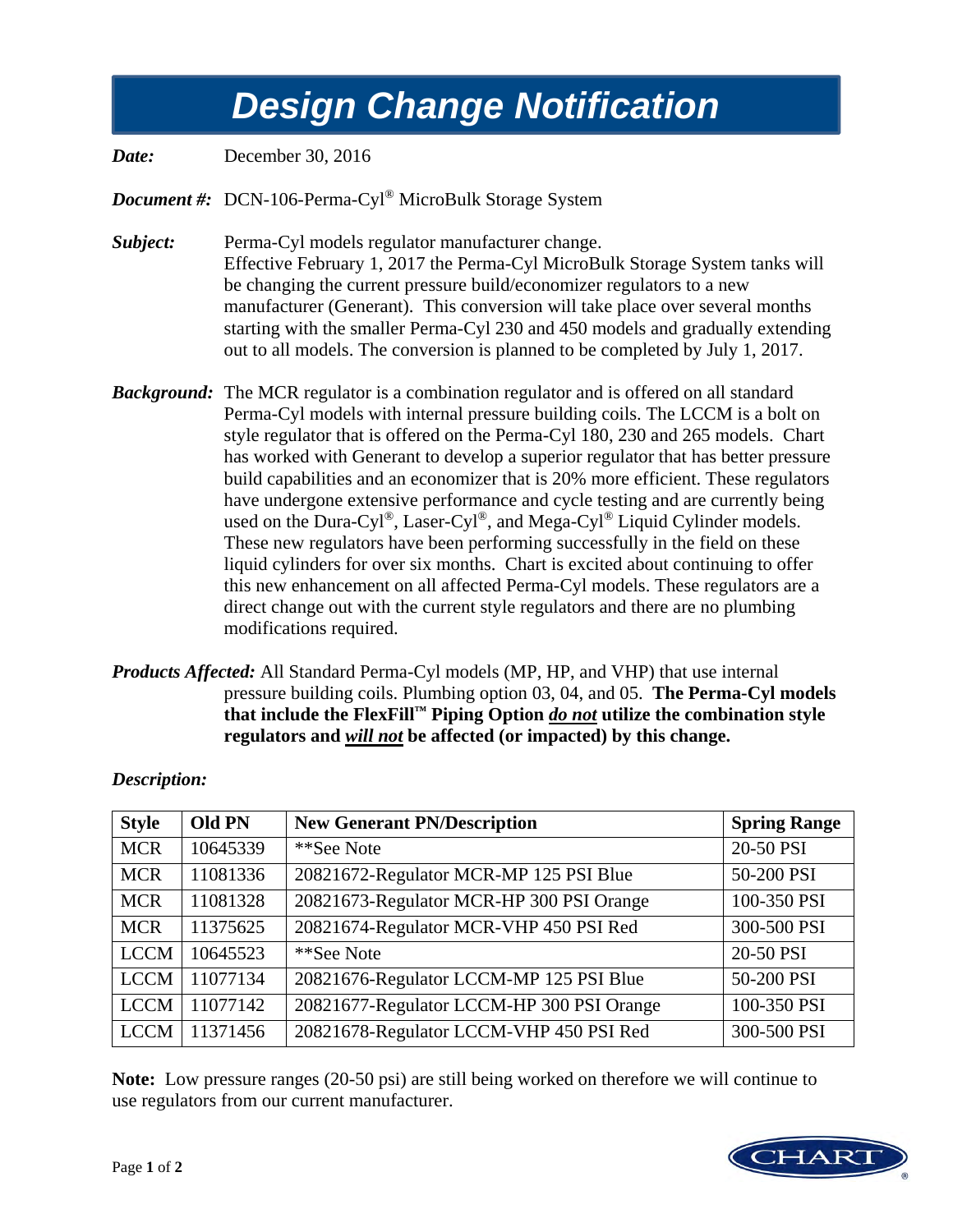# Design Change Notification

***Date:*** December 30, 2016

***Document #:*** DCN-106-Perma-Cyl® MicroBulk Storage System

***Subject:*** Perma-Cyl models regulator manufacturer change.
Effective February 1, 2017 the Perma-Cyl MicroBulk Storage System tanks will be changing the current pressure build/economizer regulators to a new manufacturer (Generant). This conversion will take place over several months starting with the smaller Perma-Cyl 230 and 450 models and gradually extending out to all models. The conversion is planned to be completed by July 1, 2017.

***Background:*** The MCR regulator is a combination regulator and is offered on all standard Perma-Cyl models with internal pressure building coils. The LCCM is a bolt on style regulator that is offered on the Perma-Cyl 180, 230 and 265 models. Chart has worked with Generant to develop a superior regulator that has better pressure build capabilities and an economizer that is 20% more efficient. These regulators have undergone extensive performance and cycle testing and are currently being used on the Dura-Cyl®, Laser-Cyl®, and Mega-Cyl® Liquid Cylinder models. These new regulators have been performing successfully in the field on these liquid cylinders for over six months. Chart is excited about continuing to offer this new enhancement on all affected Perma-Cyl models. These regulators are a direct change out with the current style regulators and there are no plumbing modifications required.

***Products Affected:*** All Standard Perma-Cyl models (MP, HP, and VHP) that use internal pressure building coils. Plumbing option 03, 04, and 05. **The Perma-Cyl models that include the FlexFill™ Piping Option *do not* utilize the combination style regulators and *will not* be affected (or impacted) by this change.**

***Description:***

| Style | Old PN | New Generant PN/Description | Spring Range |
|---|---|---|---|
| MCR | 10645339 | **See Note | 20-50 PSI |
| MCR | 11081336 | 20821672-Regulator MCR-MP 125 PSI Blue | 50-200 PSI |
| MCR | 11081328 | 20821673-Regulator MCR-HP 300 PSI Orange | 100-350 PSI |
| MCR | 11375625 | 20821674-Regulator MCR-VHP 450 PSI Red | 300-500 PSI |
| LCCM | 10645523 | **See Note | 20-50 PSI |
| LCCM | 11077134 | 20821676-Regulator LCCM-MP 125 PSI Blue | 50-200 PSI |
| LCCM | 11077142 | 20821677-Regulator LCCM-HP 300 PSI Orange | 100-350 PSI |
| LCCM | 11371456 | 20821678-Regulator LCCM-VHP 450 PSI Red | 300-500 PSI |

**Note:** Low pressure ranges (20-50 psi) are still being worked on therefore we will continue to use regulators from our current manufacturer.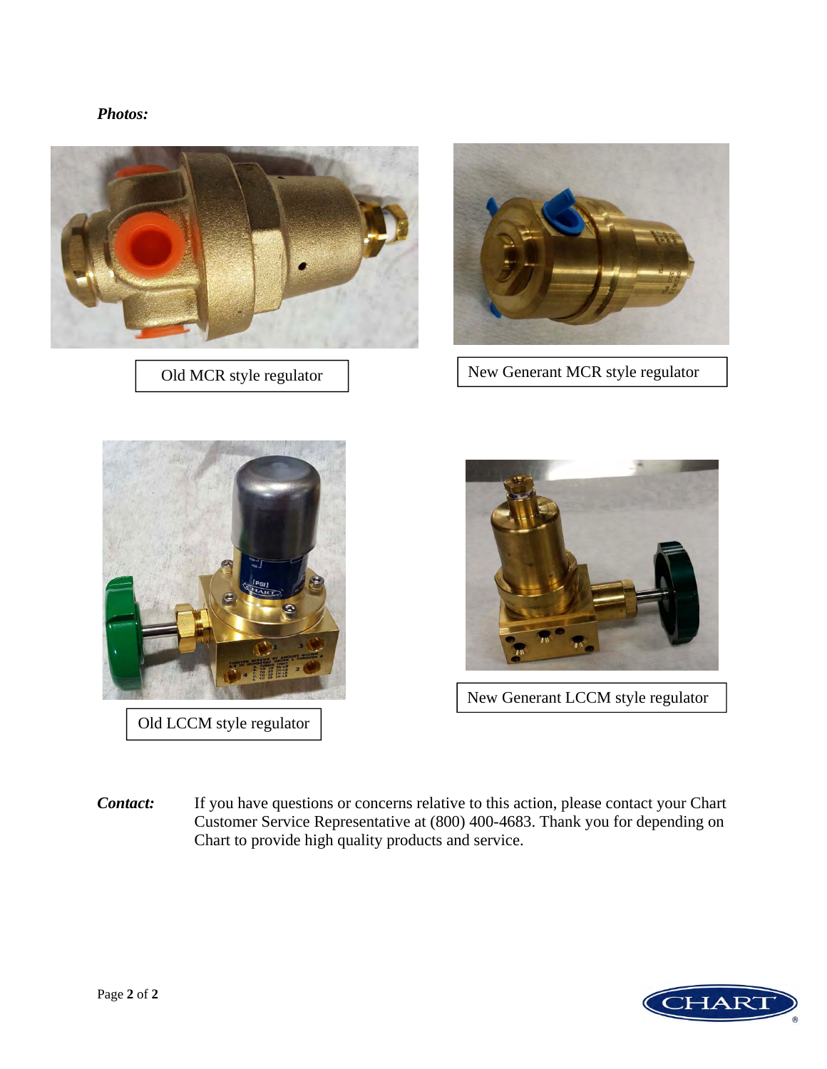***Photos:***

Old MCR style regulator

New Generant MCR style regulator

Old LCCM style regulator

New Generant LCCM style regulator

***Contact:*** If you have questions or concerns relative to this action, please contact your Chart Customer Service Representative at (800) 400-4683. Thank you for depending on Chart to provide high quality products and service.